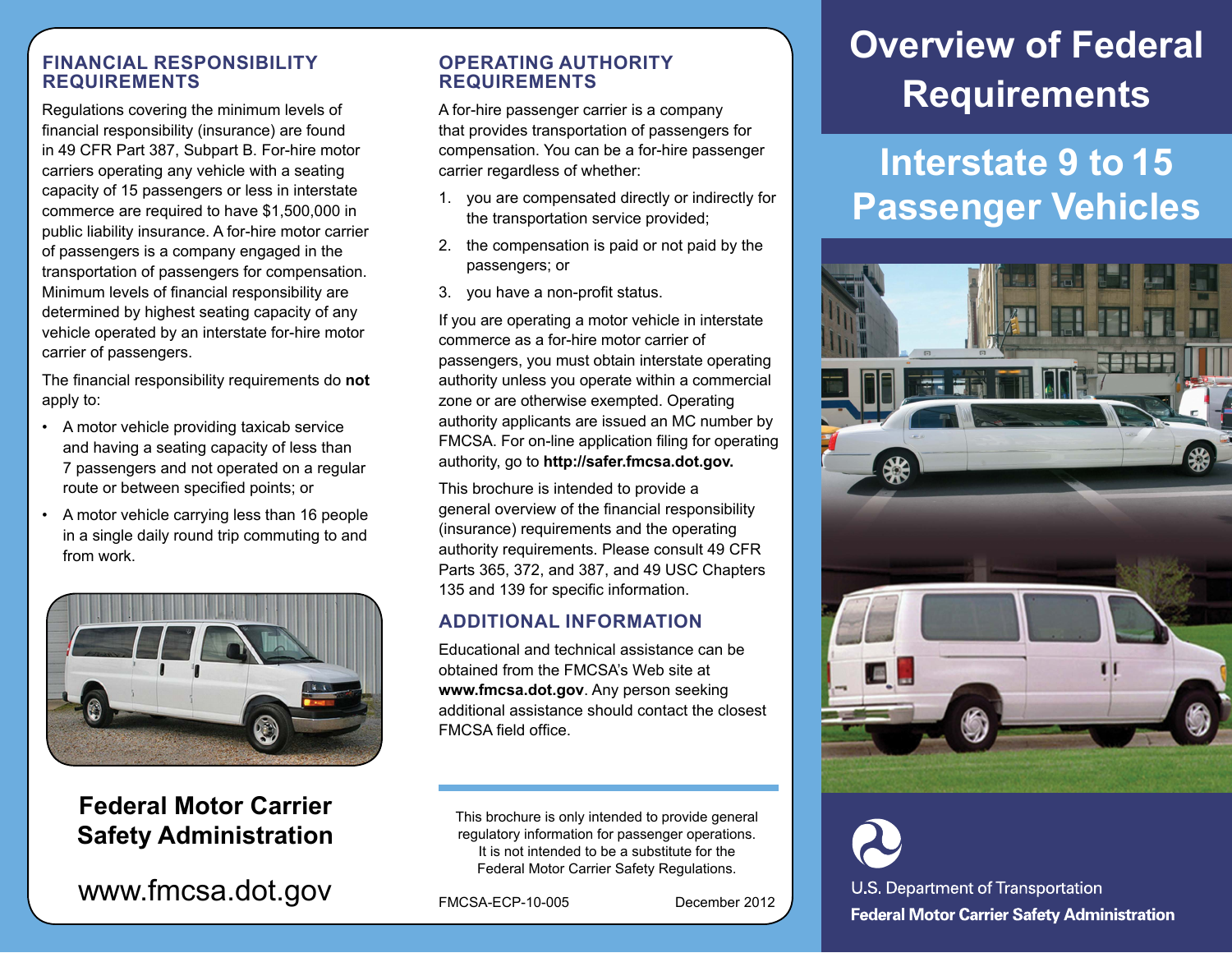## FINANCIAL RESPONSIBILITY REQUIREMENTS

Regulations covering the minimum levels of financial responsibility (insurance) are found in 49 CFR Part 387, Subpart B. For-hire motor carriers operating any vehicle with a seating capacity of 15 passengers or less in interstate commerce are required to have $1,500,000 in public liability insurance. A for-hire motor carrier of passengers is a company engaged in the transportation of passengers for compensation. Minimum levels of financial responsibility are determined by highest seating capacity of any vehicle operated by an interstate for-hire motor carrier of passengers.

The financial responsibility requirements do **not** apply to:

- A motor vehicle providing taxicab service and having a seating capacity of less than 7 passengers and not operated on a regular route or between specified points; or
- A motor vehicle carrying less than 16 people in a single daily round trip commuting to and from work.

**Federal Motor Carrier Safety Administration**

www.fmcsa.dot.gov

## OPERATING AUTHORITY REQUIREMENTS

A for-hire passenger carrier is a company that provides transportation of passengers for compensation. You can be a for-hire passenger carrier regardless of whether:

1. you are compensated directly or indirectly for the transportation service provided;
2. the compensation is paid or not paid by the passengers; or
3. you have a non-profit status.

If you are operating a motor vehicle in interstate commerce as a for-hire motor carrier of passengers, you must obtain interstate operating authority unless you operate within a commercial zone or are otherwise exempted. Operating authority applicants are issued an MC number by FMCSA. For on-line application filing for operating authority, go to **http://safer.fmcsa.dot.gov.**

This brochure is intended to provide a general overview of the financial responsibility (insurance) requirements and the operating authority requirements. Please consult 49 CFR Parts 365, 372, and 387, and 49 USC Chapters 135 and 139 for specific information.

## ADDITIONAL INFORMATION

Educational and technical assistance can be obtained from the FMCSA's Web site at **www.fmcsa.dot.gov**. Any person seeking additional assistance should contact the closest FMCSA field office.

This brochure is only intended to provide general regulatory information for passenger operations. It is not intended to be a substitute for the Federal Motor Carrier Safety Regulations.

FMCSA-ECP-10-005 December 2012

# Overview of Federal Requirements

## Interstate 9 to 15 Passenger Vehicles

U.S. Department of Transportation

**Federal Motor Carrier Safety Administration**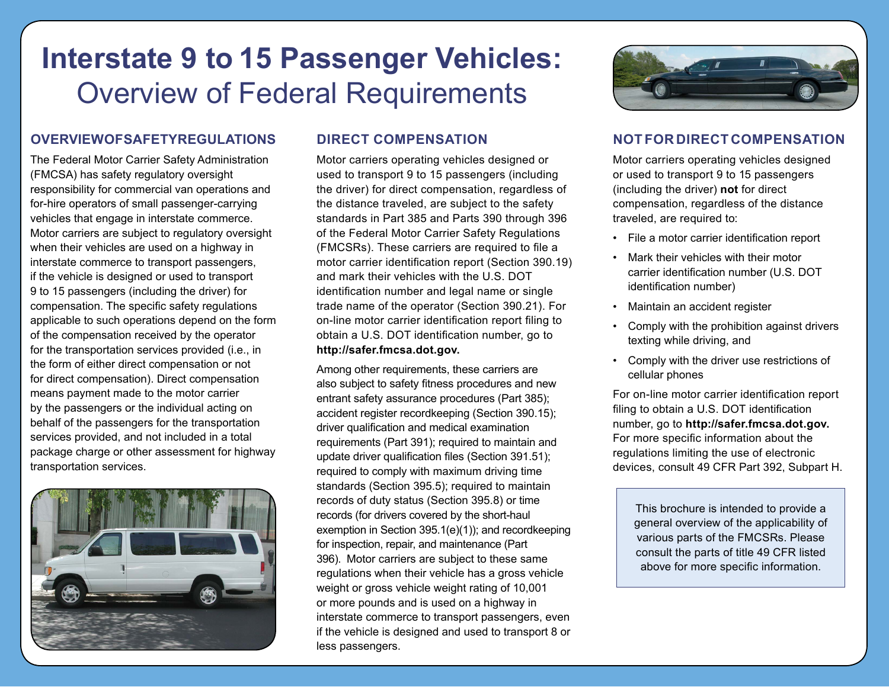# **Interstate 9 to 15 Passenger Vehicles:** Overview of Federal Requirements

## OVERVIEWOFSAFETYREGULATIONS

The Federal Motor Carrier Safety Administration (FMCSA) has safety regulatory oversight responsibility for commercial van operations and for-hire operators of small passenger-carrying vehicles that engage in interstate commerce. Motor carriers are subject to regulatory oversight when their vehicles are used on a highway in interstate commerce to transport passengers, if the vehicle is designed or used to transport 9 to 15 passengers (including the driver) for compensation. The specific safety regulations applicable to such operations depend on the form of the compensation received by the operator for the transportation services provided (i.e., in the form of either direct compensation or not for direct compensation). Direct compensation means payment made to the motor carrier by the passengers or the individual acting on behalf of the passengers for the transportation services provided, and not included in a total package charge or other assessment for highway transportation services.

## DIRECT COMPENSATION

Motor carriers operating vehicles designed or used to transport 9 to 15 passengers (including the driver) for direct compensation, regardless of the distance traveled, are subject to the safety standards in Part 385 and Parts 390 through 396 of the Federal Motor Carrier Safety Regulations (FMCSRs). These carriers are required to file a motor carrier identification report (Section 390.19) and mark their vehicles with the U.S. DOT identification number and legal name or single trade name of the operator (Section 390.21). For on-line motor carrier identification report filing to obtain a U.S. DOT identification number, go to **http://safer.fmcsa.dot.gov.**

Among other requirements, these carriers are also subject to safety fitness procedures and new entrant safety assurance procedures (Part 385); accident register recordkeeping (Section 390.15); driver qualification and medical examination requirements (Part 391); required to maintain and update driver qualification files (Section 391.51); required to comply with maximum driving time standards (Section 395.5); required to maintain records of duty status (Section 395.8) or time records (for drivers covered by the short-haul exemption in Section 395.1(e)(1)); and recordkeeping for inspection, repair, and maintenance (Part 396). Motor carriers are subject to these same regulations when their vehicle has a gross vehicle weight or gross vehicle weight rating of 10,001 or more pounds and is used on a highway in interstate commerce to transport passengers, even if the vehicle is designed and used to transport 8 or less passengers.

## NOT FOR DIRECT COMPENSATION

Motor carriers operating vehicles designed or used to transport 9 to 15 passengers (including the driver) **not** for direct compensation, regardless of the distance traveled, are required to:

- File a motor carrier identification report
- Mark their vehicles with their motor carrier identification number (U.S. DOT identification number)
- Maintain an accident register
- Comply with the prohibition against drivers texting while driving, and
- Comply with the driver use restrictions of cellular phones

For on-line motor carrier identification report filing to obtain a U.S. DOT identification number, go to **http://safer.fmcsa.dot.gov.** For more specific information about the regulations limiting the use of electronic devices, consult 49 CFR Part 392, Subpart H.

This brochure is intended to provide a general overview of the applicability of various parts of the FMCSRs. Please consult the parts of title 49 CFR listed above for more specific information.